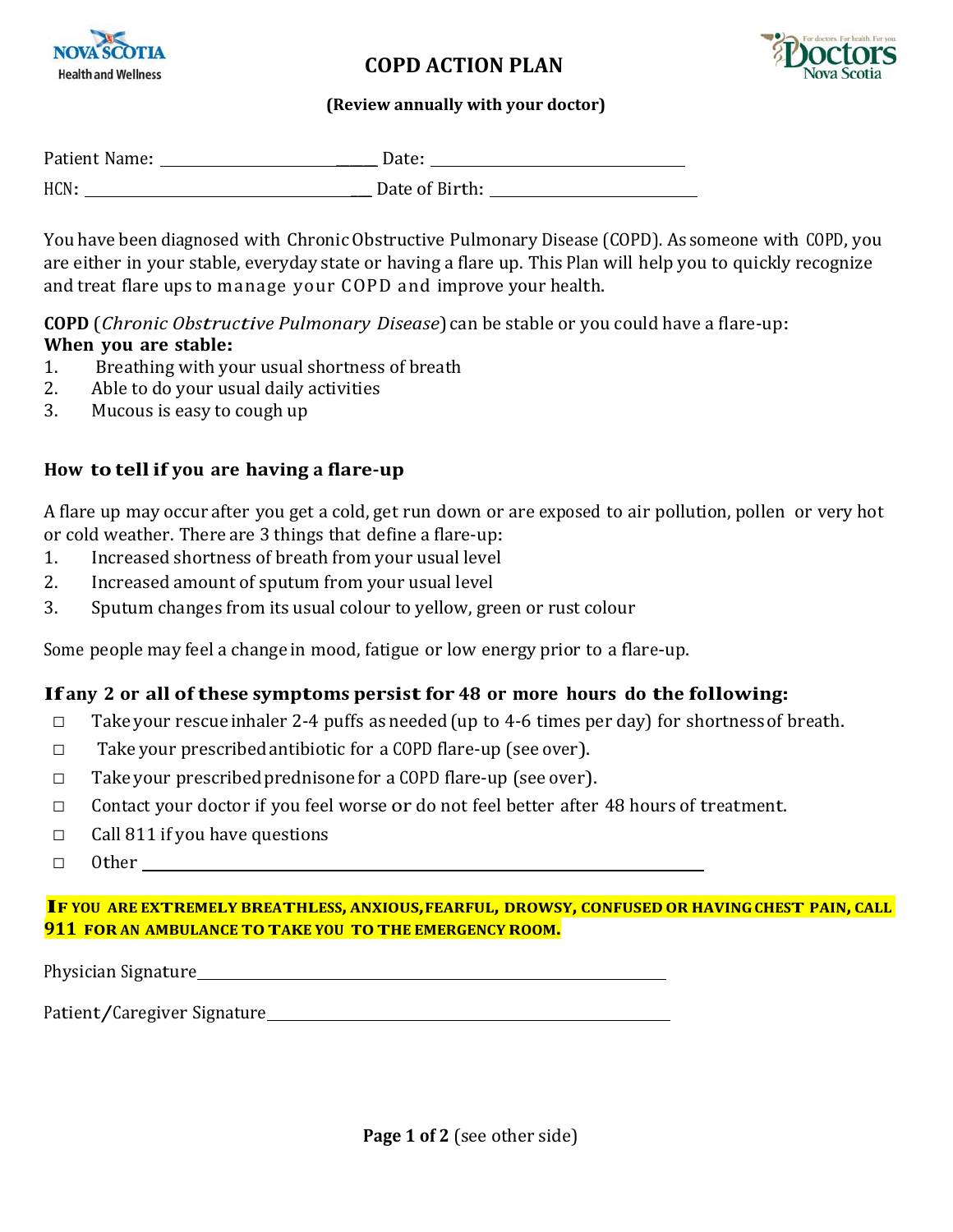# COPD ACTION PLAN

**(Review annually with your doctor)**

Patient Name: ______________________ Date: ______________________

HCN: ______________________ Date of Birth: ______________________

You have been diagnosed with Chronic Obstructive Pulmonary Disease (COPD). As someone with COPD, you are either in your stable, everyday state or having a flare up. This Plan will help you to quickly recognize and treat flare ups to manage your COPD and improve your health.

**COPD** (*Chronic Obstructive Pulmonary Disease*) can be stable or you could have a flare-up:

**When you are stable:**

1. Breathing with your usual shortness of breath
2. Able to do your usual daily activities
3. Mucous is easy to cough up

### How to tell if you are having a flare-up

A flare up may occur after you get a cold, get run down or are exposed to air pollution, pollen or very hot or cold weather. There are 3 things that define a flare-up:

1. Increased shortness of breath from your usual level
2. Increased amount of sputum from your usual level
3. Sputum changes from its usual colour to yellow, green or rust colour

Some people may feel a change in mood, fatigue or low energy prior to a flare-up.

### If any 2 or all of these symptoms persist for 48 or more hours do the following:

- ☐ Take your rescue inhaler 2-4 puffs as needed (up to 4-6 times per day) for shortness of breath.
- ☐ Take your prescribed antibiotic for a COPD flare-up (see over).
- ☐ Take your prescribed prednisone for a COPD flare-up (see over).
- ☐ Contact your doctor if you feel worse or do not feel better after 48 hours of treatment.
- ☐ Call 811 if you have questions
- ☐ Other ______________________

**IF YOU ARE EXTREMELY BREATHLESS, ANXIOUS, FEARFUL, DROWSY, CONFUSED OR HAVING CHEST PAIN, CALL 911 FOR AN AMBULANCE TO TAKE YOU TO THE EMERGENCY ROOM.**

Physician Signature ______________________

Patient/Caregiver Signature ______________________

**Page 1 of 2** (see other side)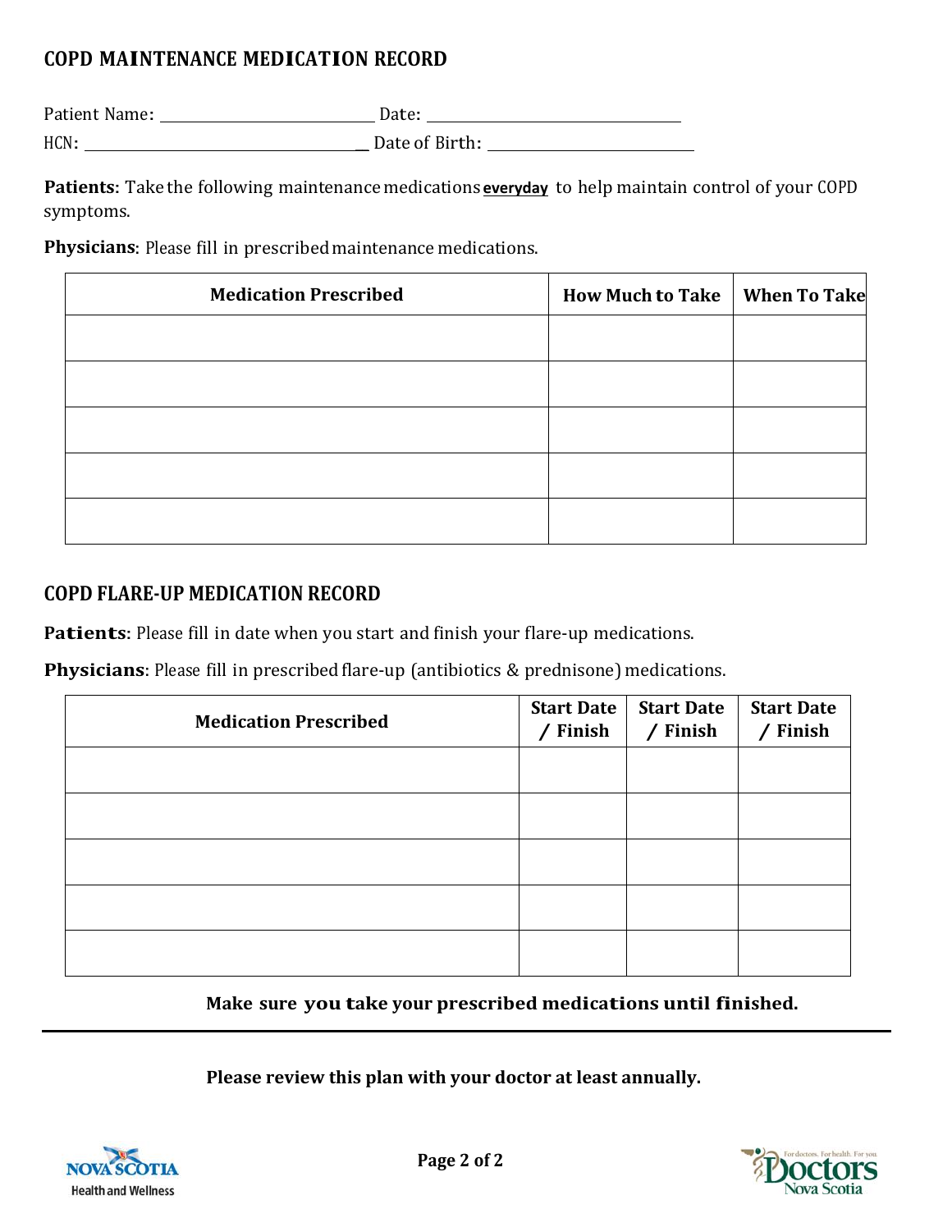## COPD MAINTENANCE MEDICATION RECORD

Patient Name: \_\_\_\_\_\_\_\_\_\_\_\_\_\_\_\_\_\_\_\_\_\_\_\_\_\_ Date: \_\_\_\_\_\_\_\_\_\_\_\_\_\_\_\_\_\_\_\_\_\_\_\_\_\_\_\_\_\_\_

HCN: \_\_\_\_\_\_\_\_\_\_\_\_\_\_\_\_\_\_\_\_\_\_\_\_\_\_\_\_\_\_\_\_\_\_\_\_ Date of Birth: \_\_\_\_\_\_\_\_\_\_\_\_\_\_\_\_\_\_\_\_\_\_\_\_\_

**Patients:** Take the following maintenance medications **everyday** to help maintain control of your COPD symptoms.

**Physicians**: Please fill in prescribed maintenance medications.

| Medication Prescribed | How Much to Take | When To Take |
|---|---|---|
| | | |
| | | |
| | | |
| | | |
| | | |

## COPD FLARE-UP MEDICATION RECORD

**Patients**: Please fill in date when you start and finish your flare-up medications.

**Physicians**: Please fill in prescribed flare-up (antibiotics & prednisone) medications.

| Medication Prescribed | Start Date / Finish | Start Date / Finish | Start Date / Finish |
|---|---|---|---|
| | | | |
| | | | |
| | | | |
| | | | |
| | | | |

**Make sure you take your prescribed medications until finished.**

---

**Please review this plan with your doctor at least annually.**

Nova Scotia Health and Wellness

Doctors Nova Scotia — For doctors. For health. For you.